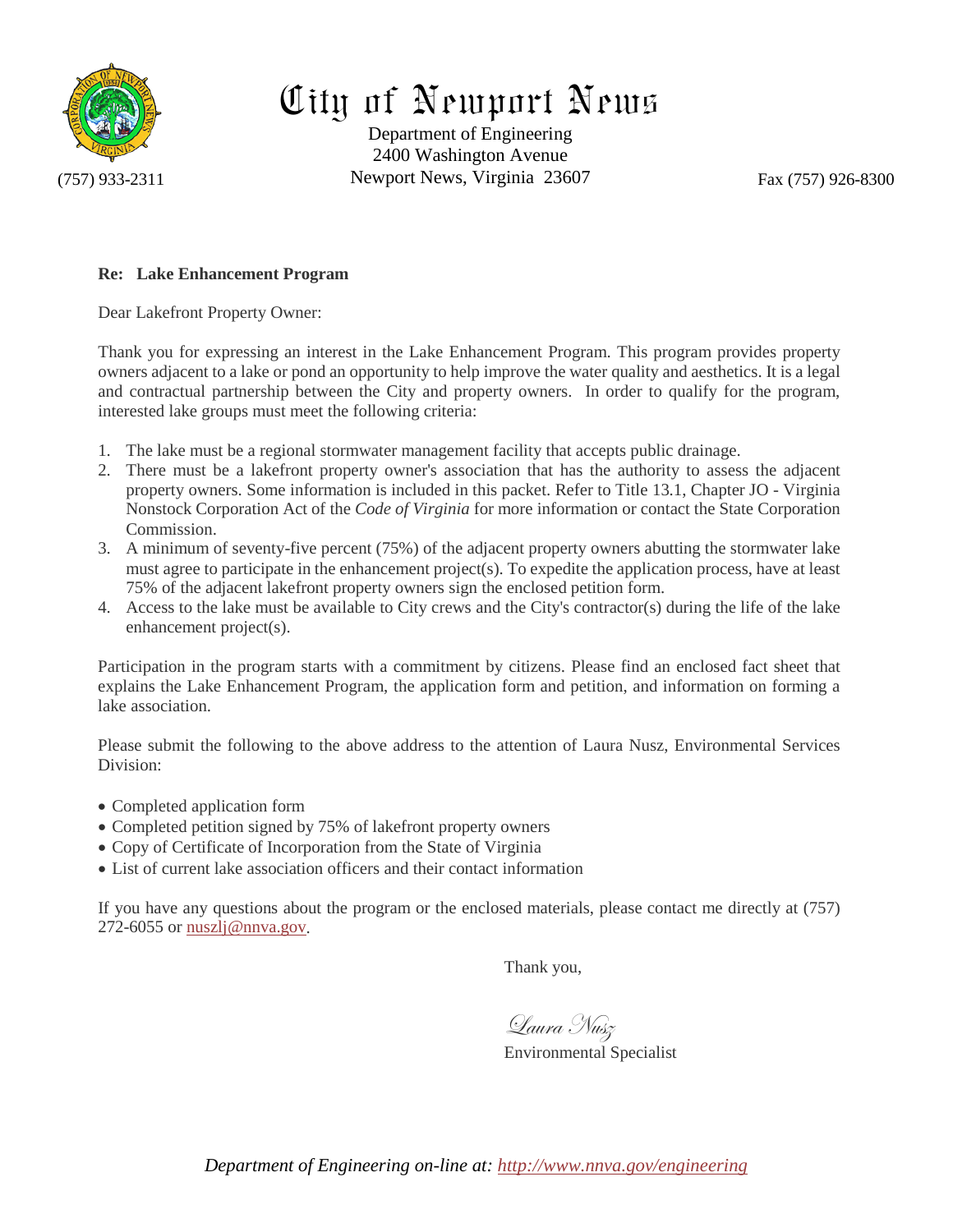# City of Newport News

Department of Engineering
2400 Washington Avenue
Newport News, Virginia 23607

(757) 933-2311

Fax (757) 926-8300

**Re: Lake Enhancement Program**

Dear Lakefront Property Owner:

Thank you for expressing an interest in the Lake Enhancement Program. This program provides property owners adjacent to a lake or pond an opportunity to help improve the water quality and aesthetics. It is a legal and contractual partnership between the City and property owners. In order to qualify for the program, interested lake groups must meet the following criteria:

1. The lake must be a regional stormwater management facility that accepts public drainage.
2. There must be a lakefront property owner's association that has the authority to assess the adjacent property owners. Some information is included in this packet. Refer to Title 13.1, Chapter JO - Virginia Nonstock Corporation Act of the *Code of Virginia* for more information or contact the State Corporation Commission.
3. A minimum of seventy-five percent (75%) of the adjacent property owners abutting the stormwater lake must agree to participate in the enhancement project(s). To expedite the application process, have at least 75% of the adjacent lakefront property owners sign the enclosed petition form.
4. Access to the lake must be available to City crews and the City's contractor(s) during the life of the lake enhancement project(s).

Participation in the program starts with a commitment by citizens. Please find an enclosed fact sheet that explains the Lake Enhancement Program, the application form and petition, and information on forming a lake association.

Please submit the following to the above address to the attention of Laura Nusz, Environmental Services Division:

- Completed application form
- Completed petition signed by 75% of lakefront property owners
- Copy of Certificate of Incorporation from the State of Virginia
- List of current lake association officers and their contact information

If you have any questions about the program or the enclosed materials, please contact me directly at (757) 272-6055 or nuszlj@nnva.gov.

Thank you,

Laura Nusz
Environmental Specialist

*Department of Engineering on-line at: http://www.nnva.gov/engineering*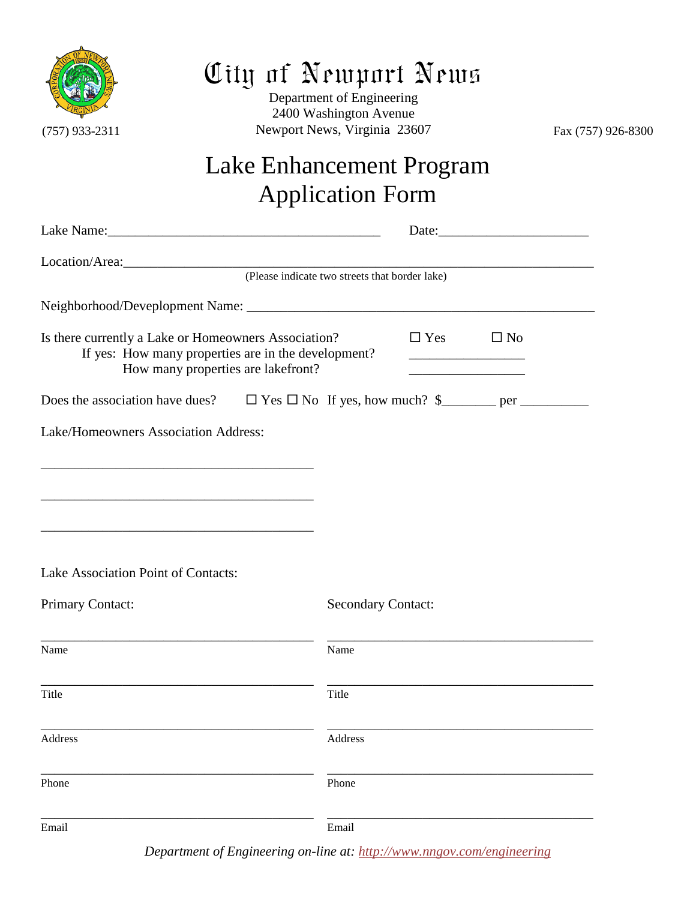# City of Newport News

Department of Engineering
2400 Washington Avenue
Newport News, Virginia 23607

(757) 933-2311

Fax (757) 926-8300

## Lake Enhancement Program
## Application Form

Lake Name:_________________________________________ Date:______________________

Location/Area:______________________________________________________________________
(Please indicate two streets that border lake)

Neighborhood/Development Name: ____________________________________________________

Is there currently a Lake or Homeowners Association? ☐ Yes ☐ No
If yes: How many properties are in the development? _________________
How many properties are lakefront? _________________

Does the association have dues? ☐ Yes ☐ No If yes, how much? $________ per __________

Lake/Homeowners Association Address:

_________________________________________

_________________________________________

_________________________________________

Lake Association Point of Contacts:

| Primary Contact: | Secondary Contact: |
| --- | --- |
| Name | Name |
| Title | Title |
| Address | Address |
| Phone | Phone |
| Email | Email |

*Department of Engineering on-line at: http://www.nngov.com/engineering*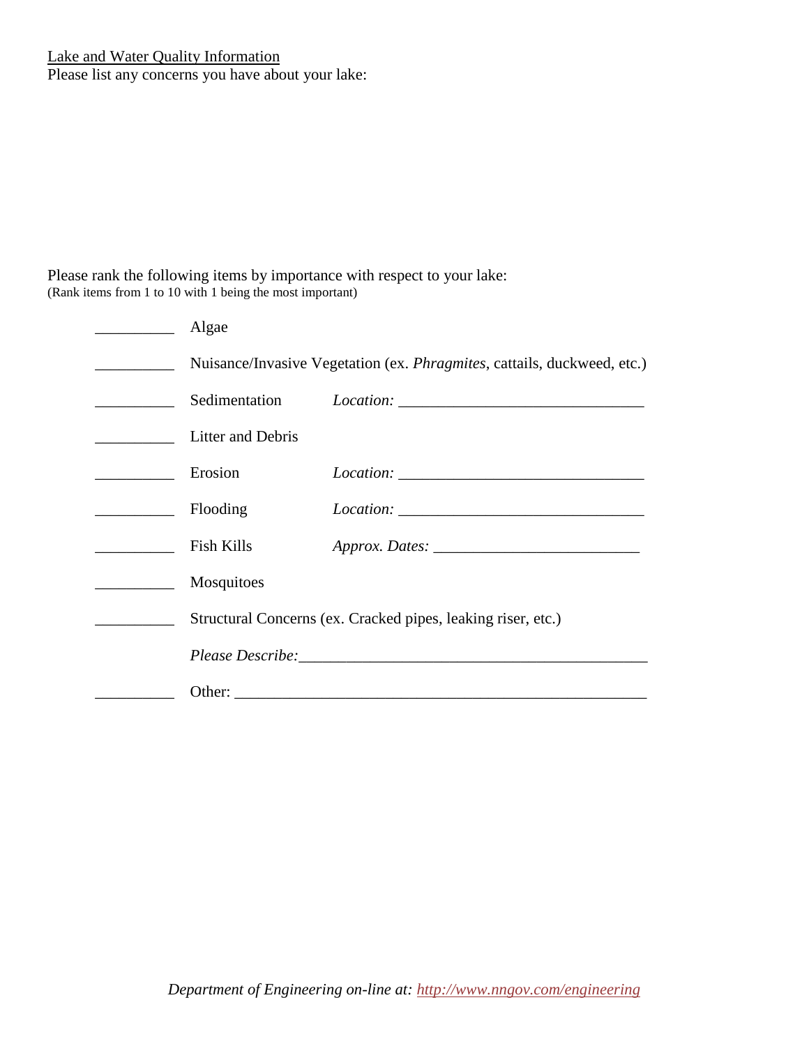Lake and Water Quality Information

Please list any concerns you have about your lake:

Please rank the following items by importance with respect to your lake:
(Rank items from 1 to 10 with 1 being the most important)

__________ Algae

__________ Nuisance/Invasive Vegetation (ex. *Phragmites*, cattails, duckweed, etc.)

__________ Sedimentation *Location:* _______________________________

__________ Litter and Debris

__________ Erosion *Location:* _______________________________

__________ Flooding *Location:* _______________________________

__________ Fish Kills *Approx. Dates:* __________________________

__________ Mosquitoes

__________ Structural Concerns (ex. Cracked pipes, leaking riser, etc.)

*Please Describe:*_____________________________________________

__________ Other: _____________________________________________________

*Department of Engineering on-line at: http://www.nngov.com/engineering*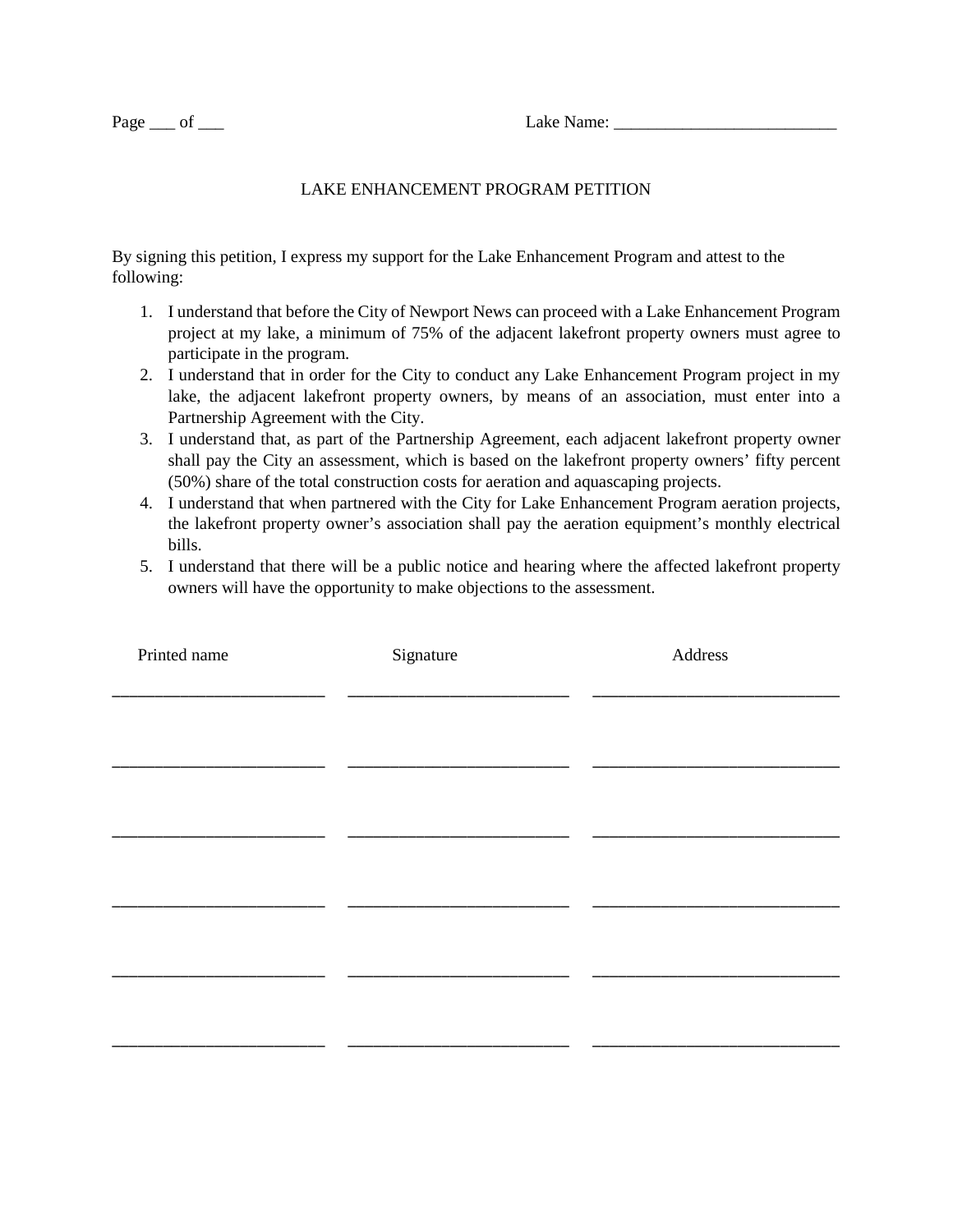Page ___ of ___ Lake Name: ___________________________

# LAKE ENHANCEMENT PROGRAM PETITION

By signing this petition, I express my support for the Lake Enhancement Program and attest to the following:

1. I understand that before the City of Newport News can proceed with a Lake Enhancement Program project at my lake, a minimum of 75% of the adjacent lakefront property owners must agree to participate in the program.
2. I understand that in order for the City to conduct any Lake Enhancement Program project in my lake, the adjacent lakefront property owners, by means of an association, must enter into a Partnership Agreement with the City.
3. I understand that, as part of the Partnership Agreement, each adjacent lakefront property owner shall pay the City an assessment, which is based on the lakefront property owners' fifty percent (50%) share of the total construction costs for aeration and aquascaping projects.
4. I understand that when partnered with the City for Lake Enhancement Program aeration projects, the lakefront property owner's association shall pay the aeration equipment's monthly electrical bills.
5. I understand that there will be a public notice and hearing where the affected lakefront property owners will have the opportunity to make objections to the assessment.

| Printed name | Signature | Address |
| --- | --- | --- |
| | | |
| | | |
| | | |
| | | |
| | | |
| | | |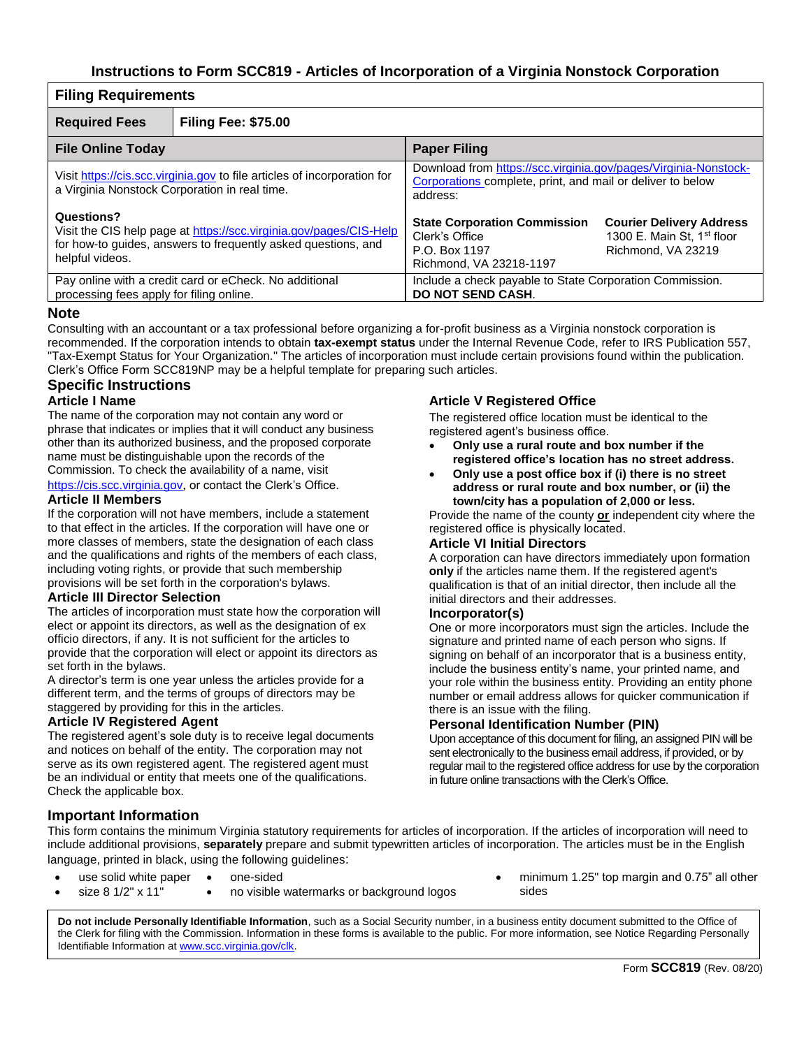# Instructions to Form SCC819 - Articles of Incorporation of a Virginia Nonstock Corporation

| Filing Requirements | | |
|---|---|---|
| **Required Fees** | **Filing Fee: $75.00** | |
| **File Online Today** | | **Paper Filing** |
| Visit https://cis.scc.virginia.gov to file articles of incorporation for a Virginia Nonstock Corporation in real time.<br><br>**Questions?**<br>Visit the CIS help page at https://scc.virginia.gov/pages/CIS-Help for how-to guides, answers to frequently asked questions, and helpful videos. | | Download from https://scc.virginia.gov/pages/Virginia-Nonstock-Corporations complete, print, and mail or deliver to below address:<br><br>**State Corporation Commission**<br>Clerk's Office<br>P.O. Box 1197<br>Richmond, VA 23218-1197<br><br>**Courier Delivery Address**<br>1300 E. Main St, 1st floor<br>Richmond, VA 23219 |
| Pay online with a credit card or eCheck. No additional processing fees apply for filing online. | | Include a check payable to State Corporation Commission. **DO NOT SEND CASH**. |

## Note

Consulting with an accountant or a tax professional before organizing a for-profit business as a Virginia nonstock corporation is recommended. If the corporation intends to obtain **tax-exempt status** under the Internal Revenue Code, refer to IRS Publication 557, "Tax-Exempt Status for Your Organization." The articles of incorporation must include certain provisions found within the publication. Clerk's Office Form SCC819NP may be a helpful template for preparing such articles.

## Specific Instructions

### Article I Name

The name of the corporation may not contain any word or phrase that indicates or implies that it will conduct any business other than its authorized business, and the proposed corporate name must be distinguishable upon the records of the Commission. To check the availability of a name, visit https://cis.scc.virginia.gov, or contact the Clerk's Office.

### Article II Members

If the corporation will not have members, include a statement to that effect in the articles. If the corporation will have one or more classes of members, state the designation of each class and the qualifications and rights of the members of each class, including voting rights, or provide that such membership provisions will be set forth in the corporation's bylaws.

### Article III Director Selection

The articles of incorporation must state how the corporation will elect or appoint its directors, as well as the designation of ex officio directors, if any. It is not sufficient for the articles to provide that the corporation will elect or appoint its directors as set forth in the bylaws.

A director's term is one year unless the articles provide for a different term, and the terms of groups of directors may be staggered by providing for this in the articles.

### Article IV Registered Agent

The registered agent's sole duty is to receive legal documents and notices on behalf of the entity. The corporation may not serve as its own registered agent. The registered agent must be an individual or entity that meets one of the qualifications. Check the applicable box.

### Article V Registered Office

The registered office location must be identical to the registered agent's business office.

- **Only use a rural route and box number if the registered office's location has no street address.**
- **Only use a post office box if (i) there is no street address or rural route and box number, or (ii) the town/city has a population of 2,000 or less.**

Provide the name of the county **or** independent city where the registered office is physically located.

### Article VI Initial Directors

A corporation can have directors immediately upon formation **only** if the articles name them. If the registered agent's qualification is that of an initial director, then include all the initial directors and their addresses.

### Incorporator(s)

One or more incorporators must sign the articles. Include the signature and printed name of each person who signs. If signing on behalf of an incorporator that is a business entity, include the business entity's name, your printed name, and your role within the business entity. Providing an entity phone number or email address allows for quicker communication if there is an issue with the filing.

### Personal Identification Number (PIN)

Upon acceptance of this document for filing, an assigned PIN will be sent electronically to the business email address, if provided, or by regular mail to the registered office address for use by the corporation in future online transactions with the Clerk's Office.

## Important Information

This form contains the minimum Virginia statutory requirements for articles of incorporation. If the articles of incorporation will need to include additional provisions, **separately** prepare and submit typewritten articles of incorporation. The articles must be in the English language, printed in black, using the following guidelines:

- use solid white paper
- size 8 1/2" x 11"
- one-sided
- no visible watermarks or background logos
- minimum 1.25" top margin and 0.75" all other sides

**Do not include Personally Identifiable Information**, such as a Social Security number, in a business entity document submitted to the Office of the Clerk for filing with the Commission. Information in these forms is available to the public. For more information, see Notice Regarding Personally Identifiable Information at www.scc.virginia.gov/clk.

Form **SCC819** (Rev. 08/20)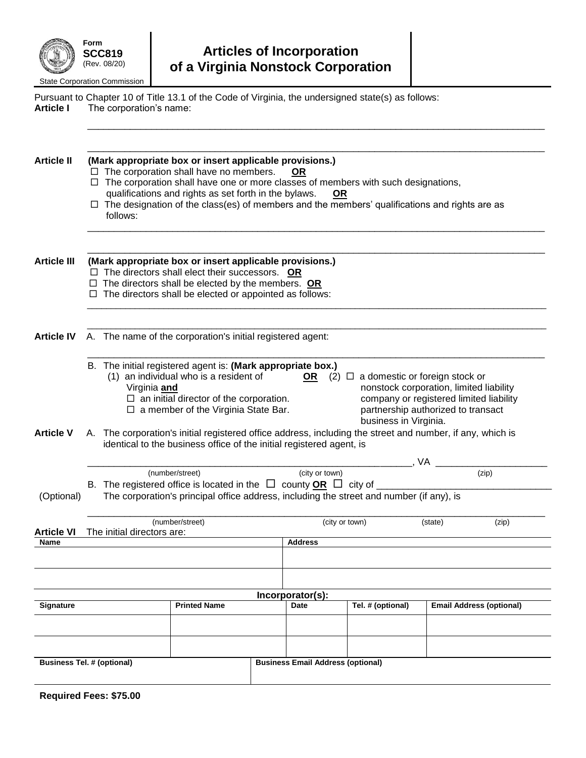Form **SCC819** (Rev. 08/20)

State Corporation Commission

# Articles of Incorporation of a Virginia Nonstock Corporation

Pursuant to Chapter 10 of Title 13.1 of the Code of Virginia, the undersigned state(s) as follows:

**Article I** The corporation's name:

___________________________________________________________________________

___________________________________________________________________________

**Article II** **(Mark appropriate box or insert applicable provisions.)**

- ☐ The corporation shall have no members. **OR**
- ☐ The corporation shall have one or more classes of members with such designations, qualifications and rights as set forth in the bylaws. **OR**
- ☐ The designation of the class(es) of members and the members' qualifications and rights are as follows:

___________________________________________________________________________

___________________________________________________________________________

**Article III** **(Mark appropriate box or insert applicable provisions.)**

- ☐ The directors shall elect their successors. **OR**
- ☐ The directors shall be elected by the members. **OR**
- ☐ The directors shall be elected or appointed as follows:

___________________________________________________________________________

___________________________________________________________________________

**Article IV** A. The name of the corporation's initial registered agent:

___________________________________________________________________________

B. The initial registered agent is: **(Mark appropriate box.)**

(1) an individual who is a resident of Virginia **and**
- ☐ an initial director of the corporation.
- ☐ a member of the Virginia State Bar.

**OR** (2) ☐ a domestic or foreign stock or nonstock corporation, limited liability company or registered limited liability partnership authorized to transact business in Virginia.

**Article V** A. The corporation's initial registered office address, including the street and number, if any, which is identical to the business office of the initial registered agent, is

_______________________________________________, VA _______________
(number/street) (city or town) (zip)

B. The registered office is located in the ☐ county **OR** ☐ city of _______________

(Optional) The corporation's principal office address, including the street and number (if any), is

___________________________________________________________________________
(number/street) (city or town) (state) (zip)

**Article VI** The initial directors are:

| Name | Address |
|---|---|
| | |
| | |

**Incorporator(s):**

| Signature | Printed Name | Date | Tel. # (optional) | Email Address (optional) |
|---|---|---|---|---|
| | | | | |
| | | | | |

| Business Tel. # (optional) | Business Email Address (optional) |
|---|---|
| | |

**Required Fees: $75.00**